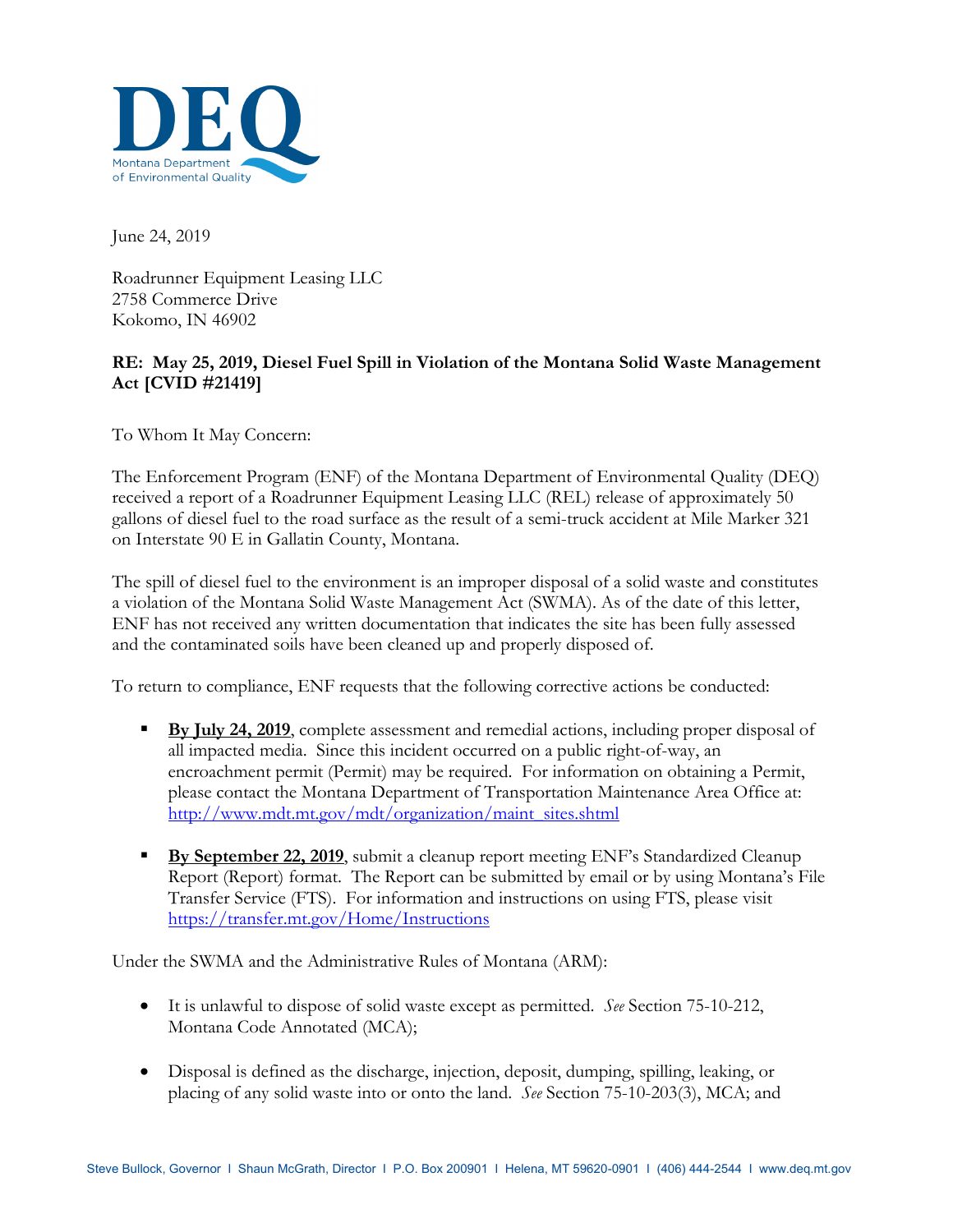DEQ
Montana Department of Environmental Quality

June 24, 2019

Roadrunner Equipment Leasing LLC
2758 Commerce Drive
Kokomo, IN 46902

**RE: May 25, 2019, Diesel Fuel Spill in Violation of the Montana Solid Waste Management Act [CVID #21419]**

To Whom It May Concern:

The Enforcement Program (ENF) of the Montana Department of Environmental Quality (DEQ) received a report of a Roadrunner Equipment Leasing LLC (REL) release of approximately 50 gallons of diesel fuel to the road surface as the result of a semi-truck accident at Mile Marker 321 on Interstate 90 E in Gallatin County, Montana.

The spill of diesel fuel to the environment is an improper disposal of a solid waste and constitutes a violation of the Montana Solid Waste Management Act (SWMA). As of the date of this letter, ENF has not received any written documentation that indicates the site has been fully assessed and the contaminated soils have been cleaned up and properly disposed of.

To return to compliance, ENF requests that the following corrective actions be conducted:

- **By July 24, 2019**, complete assessment and remedial actions, including proper disposal of all impacted media. Since this incident occurred on a public right-of-way, an encroachment permit (Permit) may be required. For information on obtaining a Permit, please contact the Montana Department of Transportation Maintenance Area Office at: http://www.mdt.mt.gov/mdt/organization/maint_sites.shtml
- **By September 22, 2019**, submit a cleanup report meeting ENF's Standardized Cleanup Report (Report) format. The Report can be submitted by email or by using Montana's File Transfer Service (FTS). For information and instructions on using FTS, please visit https://transfer.mt.gov/Home/Instructions

Under the SWMA and the Administrative Rules of Montana (ARM):

- It is unlawful to dispose of solid waste except as permitted. *See* Section 75-10-212, Montana Code Annotated (MCA);
- Disposal is defined as the discharge, injection, deposit, dumping, spilling, leaking, or placing of any solid waste into or onto the land. *See* Section 75-10-203(3), MCA; and

Steve Bullock, Governor | Shaun McGrath, Director | P.O. Box 200901 | Helena, MT 59620-0901 | (406) 444-2544 | www.deq.mt.gov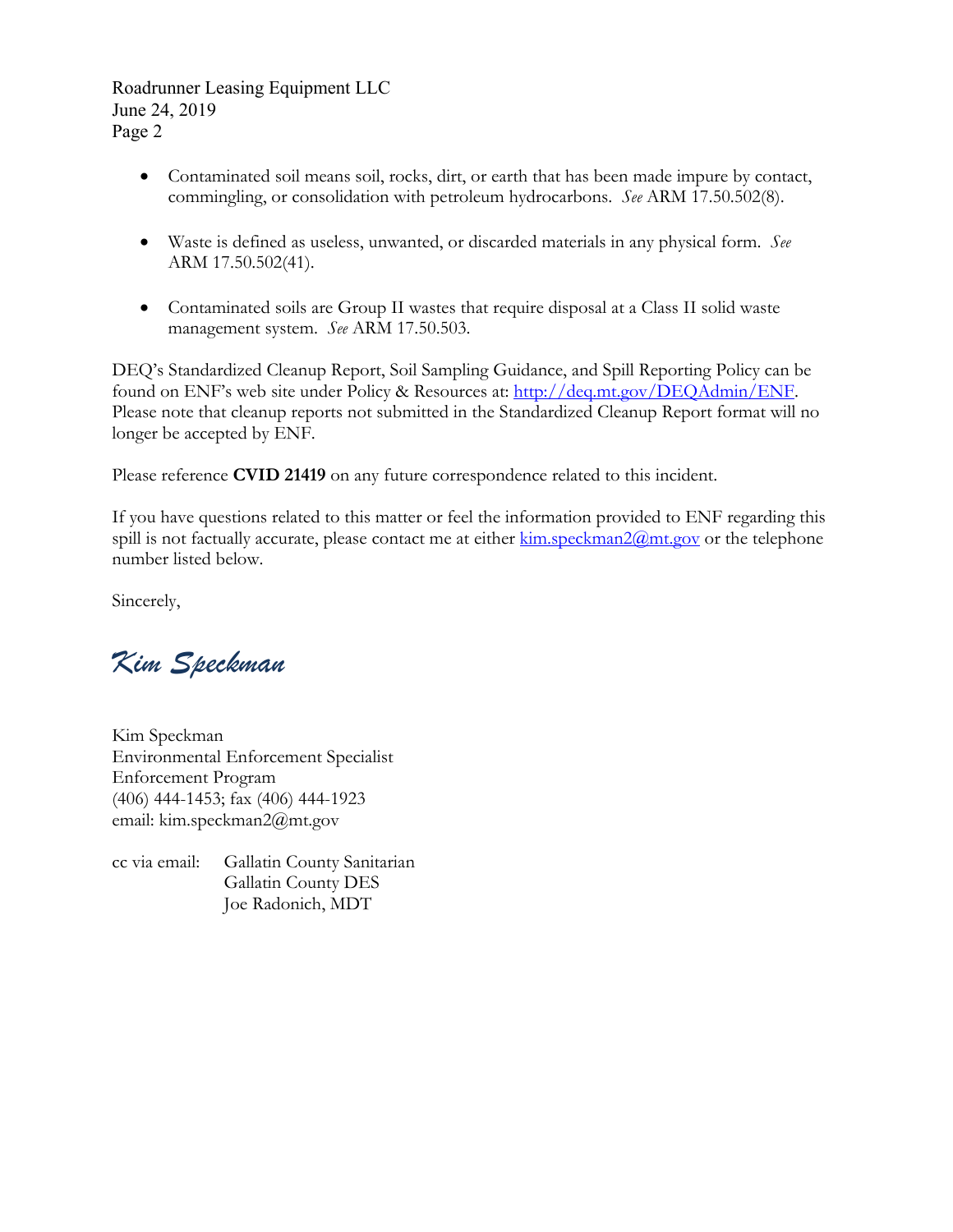- Contaminated soil means soil, rocks, dirt, or earth that has been made impure by contact, commingling, or consolidation with petroleum hydrocarbons. *See* ARM 17.50.502(8).

- Waste is defined as useless, unwanted, or discarded materials in any physical form. *See* ARM 17.50.502(41).

- Contaminated soils are Group II wastes that require disposal at a Class II solid waste management system. *See* ARM 17.50.503.

DEQ's Standardized Cleanup Report, Soil Sampling Guidance, and Spill Reporting Policy can be found on ENF's web site under Policy & Resources at: [http://deq.mt.gov/DEQAdmin/ENF](http://deq.mt.gov/DEQAdmin/ENF). Please note that cleanup reports not submitted in the Standardized Cleanup Report format will no longer be accepted by ENF.

Please reference **CVID 21419** on any future correspondence related to this incident.

If you have questions related to this matter or feel the information provided to ENF regarding this spill is not factually accurate, please contact me at either [kim.speckman2@mt.gov](mailto:kim.speckman2@mt.gov) or the telephone number listed below.

Sincerely,

*Kim Speckman*

Kim Speckman
Environmental Enforcement Specialist
Enforcement Program
(406) 444-1453; fax (406) 444-1923
email: kim.speckman2@mt.gov

cc via email: Gallatin County Sanitarian
Gallatin County DES
Joe Radonich, MDT